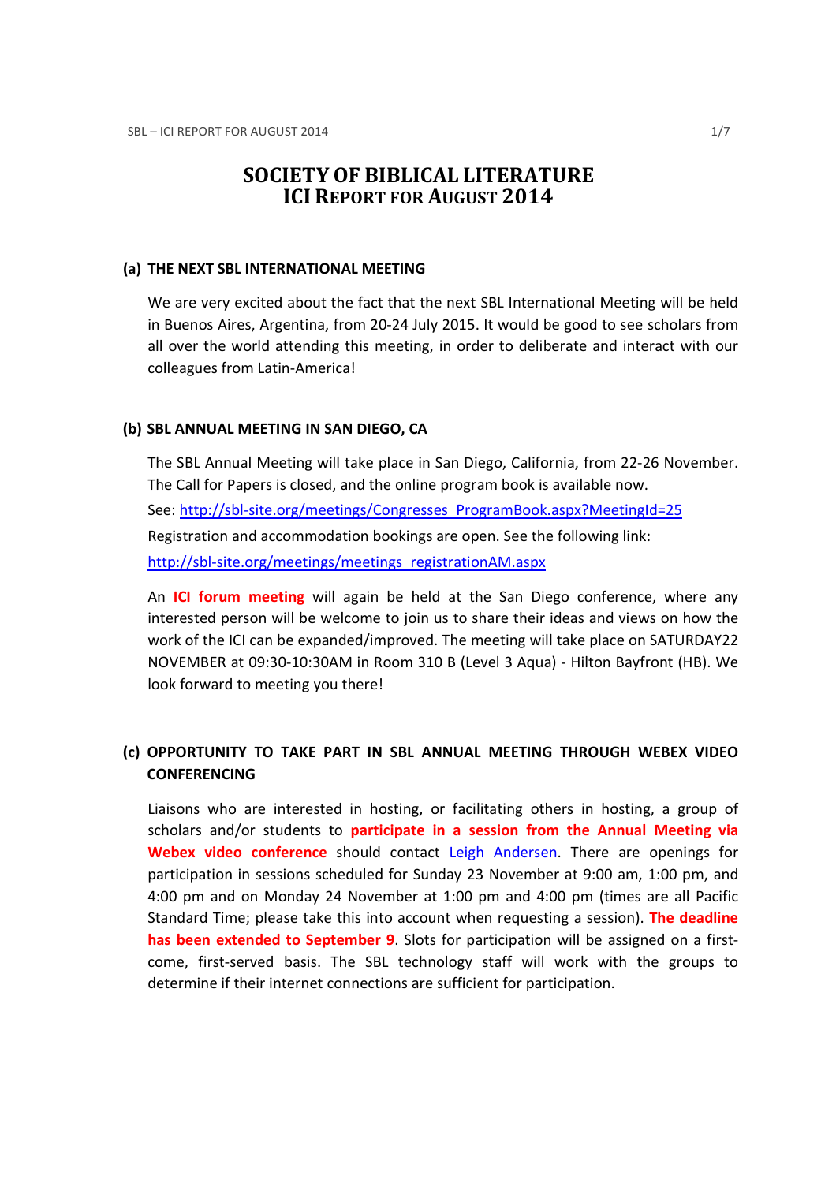# SOCIETY OF BIBLICAL LITERATURE
# ICI REPORT FOR AUGUST 2014

## (a) THE NEXT SBL INTERNATIONAL MEETING

We are very excited about the fact that the next SBL International Meeting will be held in Buenos Aires, Argentina, from 20-24 July 2015. It would be good to see scholars from all over the world attending this meeting, in order to deliberate and interact with our colleagues from Latin-America!

## (b) SBL ANNUAL MEETING IN SAN DIEGO, CA

The SBL Annual Meeting will take place in San Diego, California, from 22-26 November. The Call for Papers is closed, and the online program book is available now.

See: http://sbl-site.org/meetings/Congresses_ProgramBook.aspx?MeetingId=25

Registration and accommodation bookings are open. See the following link:

http://sbl-site.org/meetings/meetings_registrationAM.aspx

An **ICI forum meeting** will again be held at the San Diego conference, where any interested person will be welcome to join us to share their ideas and views on how the work of the ICI can be expanded/improved. The meeting will take place on SATURDAY22 NOVEMBER at 09:30-10:30AM in Room 310 B (Level 3 Aqua) - Hilton Bayfront (HB). We look forward to meeting you there!

## (c) OPPORTUNITY TO TAKE PART IN SBL ANNUAL MEETING THROUGH WEBEX VIDEO CONFERENCING

Liaisons who are interested in hosting, or facilitating others in hosting, a group of scholars and/or students to **participate in a session from the Annual Meeting via Webex video conference** should contact Leigh Andersen. There are openings for participation in sessions scheduled for Sunday 23 November at 9:00 am, 1:00 pm, and 4:00 pm and on Monday 24 November at 1:00 pm and 4:00 pm (times are all Pacific Standard Time; please take this into account when requesting a session). **The deadline has been extended to September 9**. Slots for participation will be assigned on a first-come, first-served basis. The SBL technology staff will work with the groups to determine if their internet connections are sufficient for participation.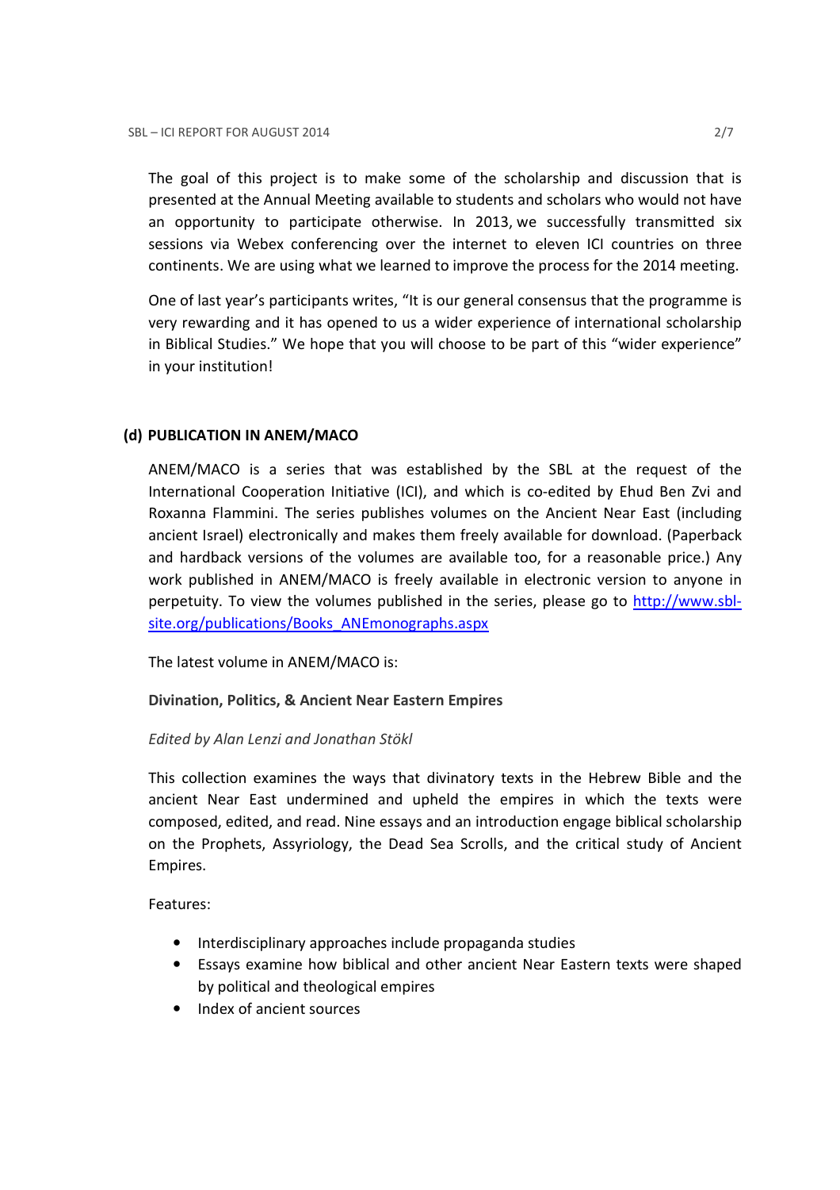The goal of this project is to make some of the scholarship and discussion that is presented at the Annual Meeting available to students and scholars who would not have an opportunity to participate otherwise. In 2013, we successfully transmitted six sessions via Webex conferencing over the internet to eleven ICI countries on three continents. We are using what we learned to improve the process for the 2014 meeting.

One of last year's participants writes, "It is our general consensus that the programme is very rewarding and it has opened to us a wider experience of international scholarship in Biblical Studies." We hope that you will choose to be part of this "wider experience" in your institution!

**(d) PUBLICATION IN ANEM/MACO**

ANEM/MACO is a series that was established by the SBL at the request of the International Cooperation Initiative (ICI), and which is co-edited by Ehud Ben Zvi and Roxanna Flammini. The series publishes volumes on the Ancient Near East (including ancient Israel) electronically and makes them freely available for download. (Paperback and hardback versions of the volumes are available too, for a reasonable price.) Any work published in ANEM/MACO is freely available in electronic version to anyone in perpetuity. To view the volumes published in the series, please go to [http://www.sbl-site.org/publications/Books_ANEmonographs.aspx](http://www.sbl-site.org/publications/Books_ANEmonographs.aspx)

The latest volume in ANEM/MACO is:

**Divination, Politics, & Ancient Near Eastern Empires**

*Edited by Alan Lenzi and Jonathan Stökl*

This collection examines the ways that divinatory texts in the Hebrew Bible and the ancient Near East undermined and upheld the empires in which the texts were composed, edited, and read. Nine essays and an introduction engage biblical scholarship on the Prophets, Assyriology, the Dead Sea Scrolls, and the critical study of Ancient Empires.

Features:

- Interdisciplinary approaches include propaganda studies
- Essays examine how biblical and other ancient Near Eastern texts were shaped by political and theological empires
- Index of ancient sources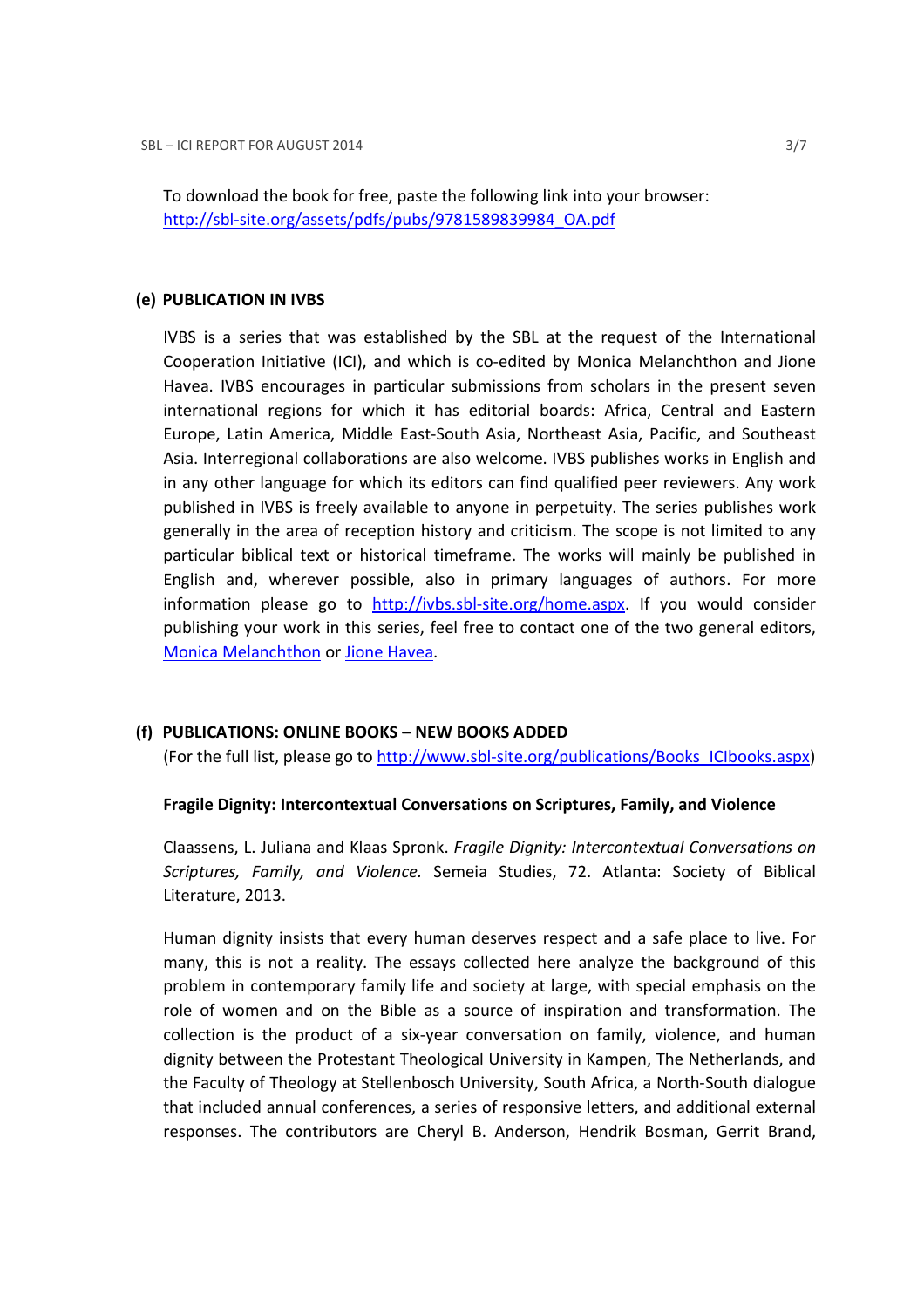To download the book for free, paste the following link into your browser: [http://sbl-site.org/assets/pdfs/pubs/9781589839984_OA.pdf](http://sbl-site.org/assets/pdfs/pubs/9781589839984_OA.pdf)

### (e) PUBLICATION IN IVBS

IVBS is a series that was established by the SBL at the request of the International Cooperation Initiative (ICI), and which is co-edited by Monica Melanchthon and Jione Havea. IVBS encourages in particular submissions from scholars in the present seven international regions for which it has editorial boards: Africa, Central and Eastern Europe, Latin America, Middle East-South Asia, Northeast Asia, Pacific, and Southeast Asia. Interregional collaborations are also welcome. IVBS publishes works in English and in any other language for which its editors can find qualified peer reviewers. Any work published in IVBS is freely available to anyone in perpetuity. The series publishes work generally in the area of reception history and criticism. The scope is not limited to any particular biblical text or historical timeframe. The works will mainly be published in English and, wherever possible, also in primary languages of authors. For more information please go to [http://ivbs.sbl-site.org/home.aspx](http://ivbs.sbl-site.org/home.aspx). If you would consider publishing your work in this series, feel free to contact one of the two general editors, Monica Melanchthon or Jione Havea.

### (f) PUBLICATIONS: ONLINE BOOKS – NEW BOOKS ADDED

(For the full list, please go to [http://www.sbl-site.org/publications/Books_ICIbooks.aspx](http://www.sbl-site.org/publications/Books_ICIbooks.aspx))

**Fragile Dignity: Intercontextual Conversations on Scriptures, Family, and Violence**

Claassens, L. Juliana and Klaas Spronk. *Fragile Dignity: Intercontextual Conversations on Scriptures, Family, and Violence.* Semeia Studies, 72. Atlanta: Society of Biblical Literature, 2013.

Human dignity insists that every human deserves respect and a safe place to live. For many, this is not a reality. The essays collected here analyze the background of this problem in contemporary family life and society at large, with special emphasis on the role of women and on the Bible as a source of inspiration and transformation. The collection is the product of a six-year conversation on family, violence, and human dignity between the Protestant Theological University in Kampen, The Netherlands, and the Faculty of Theology at Stellenbosch University, South Africa, a North-South dialogue that included annual conferences, a series of responsive letters, and additional external responses. The contributors are Cheryl B. Anderson, Hendrik Bosman, Gerrit Brand,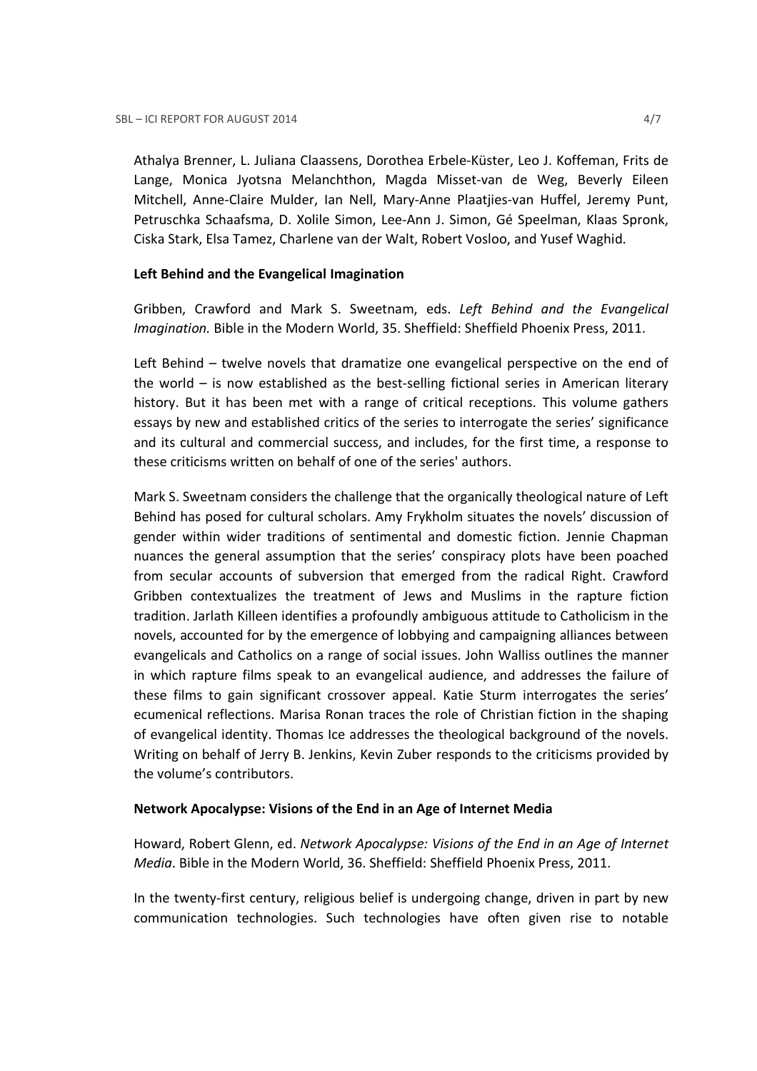Athalya Brenner, L. Juliana Claassens, Dorothea Erbele-Küster, Leo J. Koffeman, Frits de Lange, Monica Jyotsna Melanchthon, Magda Misset-van de Weg, Beverly Eileen Mitchell, Anne-Claire Mulder, Ian Nell, Mary-Anne Plaatjies-van Huffel, Jeremy Punt, Petruschka Schaafsma, D. Xolile Simon, Lee-Ann J. Simon, Gé Speelman, Klaas Spronk, Ciska Stark, Elsa Tamez, Charlene van der Walt, Robert Vosloo, and Yusef Waghid.

**Left Behind and the Evangelical Imagination**

Gribben, Crawford and Mark S. Sweetnam, eds. *Left Behind and the Evangelical Imagination.* Bible in the Modern World, 35. Sheffield: Sheffield Phoenix Press, 2011.

Left Behind – twelve novels that dramatize one evangelical perspective on the end of the world – is now established as the best-selling fictional series in American literary history. But it has been met with a range of critical receptions. This volume gathers essays by new and established critics of the series to interrogate the series' significance and its cultural and commercial success, and includes, for the first time, a response to these criticisms written on behalf of one of the series' authors.

Mark S. Sweetnam considers the challenge that the organically theological nature of Left Behind has posed for cultural scholars. Amy Frykholm situates the novels' discussion of gender within wider traditions of sentimental and domestic fiction. Jennie Chapman nuances the general assumption that the series' conspiracy plots have been poached from secular accounts of subversion that emerged from the radical Right. Crawford Gribben contextualizes the treatment of Jews and Muslims in the rapture fiction tradition. Jarlath Killeen identifies a profoundly ambiguous attitude to Catholicism in the novels, accounted for by the emergence of lobbying and campaigning alliances between evangelicals and Catholics on a range of social issues. John Walliss outlines the manner in which rapture films speak to an evangelical audience, and addresses the failure of these films to gain significant crossover appeal. Katie Sturm interrogates the series' ecumenical reflections. Marisa Ronan traces the role of Christian fiction in the shaping of evangelical identity. Thomas Ice addresses the theological background of the novels. Writing on behalf of Jerry B. Jenkins, Kevin Zuber responds to the criticisms provided by the volume's contributors.

**Network Apocalypse: Visions of the End in an Age of Internet Media**

Howard, Robert Glenn, ed. *Network Apocalypse: Visions of the End in an Age of Internet Media*. Bible in the Modern World, 36. Sheffield: Sheffield Phoenix Press, 2011.

In the twenty-first century, religious belief is undergoing change, driven in part by new communication technologies. Such technologies have often given rise to notable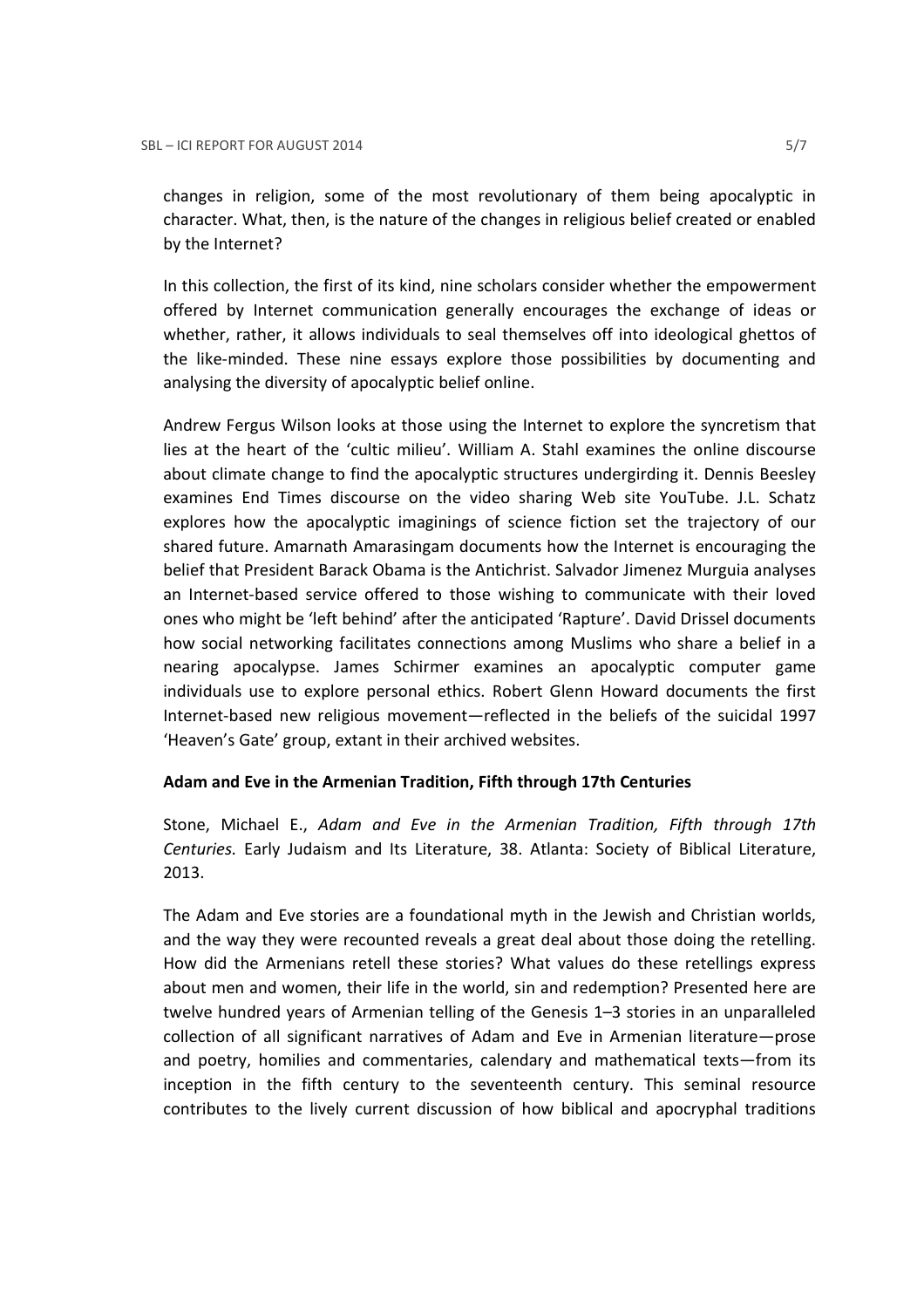changes in religion, some of the most revolutionary of them being apocalyptic in character. What, then, is the nature of the changes in religious belief created or enabled by the Internet?

In this collection, the first of its kind, nine scholars consider whether the empowerment offered by Internet communication generally encourages the exchange of ideas or whether, rather, it allows individuals to seal themselves off into ideological ghettos of the like-minded. These nine essays explore those possibilities by documenting and analysing the diversity of apocalyptic belief online.

Andrew Fergus Wilson looks at those using the Internet to explore the syncretism that lies at the heart of the 'cultic milieu'. William A. Stahl examines the online discourse about climate change to find the apocalyptic structures undergirding it. Dennis Beesley examines End Times discourse on the video sharing Web site YouTube. J.L. Schatz explores how the apocalyptic imaginings of science fiction set the trajectory of our shared future. Amarnath Amarasingam documents how the Internet is encouraging the belief that President Barack Obama is the Antichrist. Salvador Jimenez Murguia analyses an Internet-based service offered to those wishing to communicate with their loved ones who might be 'left behind' after the anticipated 'Rapture'. David Drissel documents how social networking facilitates connections among Muslims who share a belief in a nearing apocalypse. James Schirmer examines an apocalyptic computer game individuals use to explore personal ethics. Robert Glenn Howard documents the first Internet-based new religious movement—reflected in the beliefs of the suicidal 1997 'Heaven's Gate' group, extant in their archived websites.

**Adam and Eve in the Armenian Tradition, Fifth through 17th Centuries**

Stone, Michael E., *Adam and Eve in the Armenian Tradition, Fifth through 17th Centuries.* Early Judaism and Its Literature, 38. Atlanta: Society of Biblical Literature, 2013.

The Adam and Eve stories are a foundational myth in the Jewish and Christian worlds, and the way they were recounted reveals a great deal about those doing the retelling. How did the Armenians retell these stories? What values do these retellings express about men and women, their life in the world, sin and redemption? Presented here are twelve hundred years of Armenian telling of the Genesis 1–3 stories in an unparalleled collection of all significant narratives of Adam and Eve in Armenian literature—prose and poetry, homilies and commentaries, calendary and mathematical texts—from its inception in the fifth century to the seventeenth century. This seminal resource contributes to the lively current discussion of how biblical and apocryphal traditions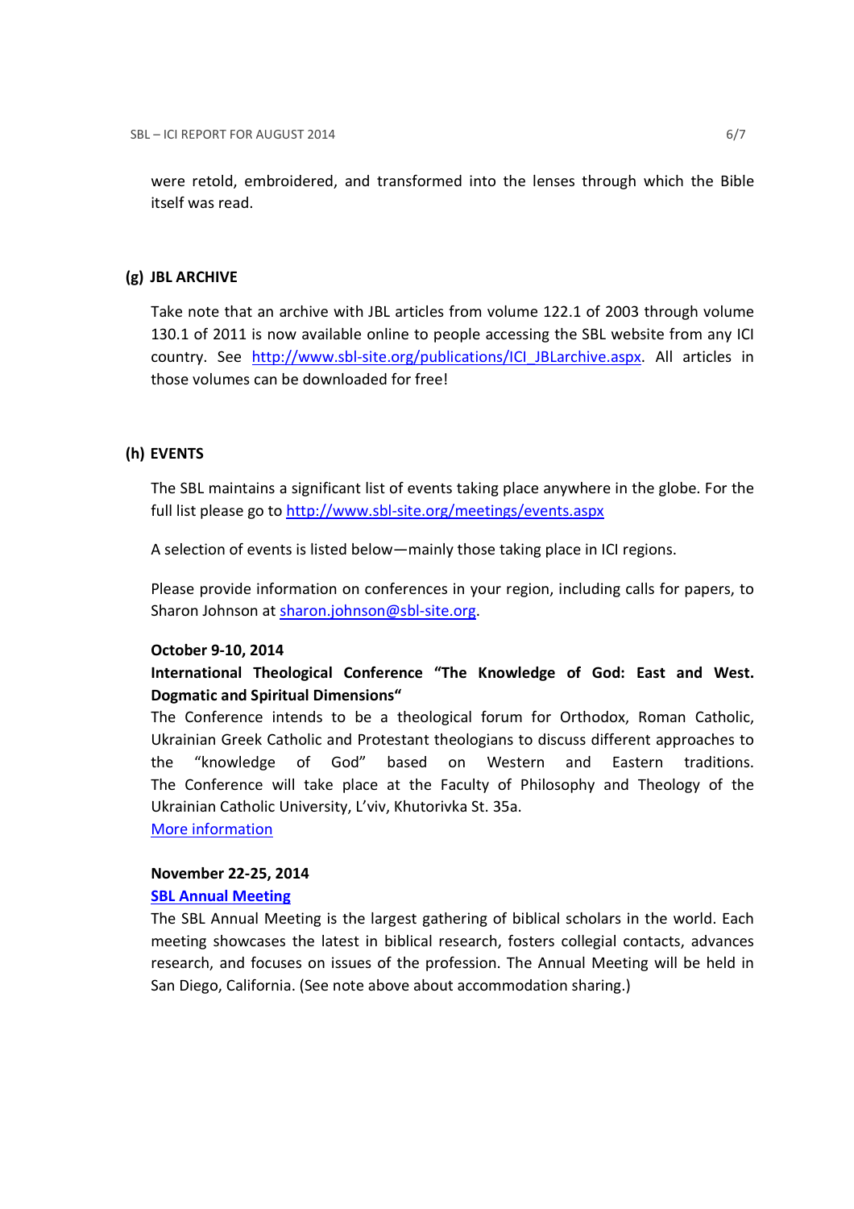were retold, embroidered, and transformed into the lenses through which the Bible itself was read.

### (g) JBL ARCHIVE

Take note that an archive with JBL articles from volume 122.1 of 2003 through volume 130.1 of 2011 is now available online to people accessing the SBL website from any ICI country. See http://www.sbl-site.org/publications/ICI_JBLarchive.aspx. All articles in those volumes can be downloaded for free!

### (h) EVENTS

The SBL maintains a significant list of events taking place anywhere in the globe. For the full list please go to http://www.sbl-site.org/meetings/events.aspx

A selection of events is listed below—mainly those taking place in ICI regions.

Please provide information on conferences in your region, including calls for papers, to Sharon Johnson at sharon.johnson@sbl-site.org.

**October 9-10, 2014**

**International Theological Conference "The Knowledge of God: East and West. Dogmatic and Spiritual Dimensions"**

The Conference intends to be a theological forum for Orthodox, Roman Catholic, Ukrainian Greek Catholic and Protestant theologians to discuss different approaches to the "knowledge of God" based on Western and Eastern traditions. The Conference will take place at the Faculty of Philosophy and Theology of the Ukrainian Catholic University, L'viv, Khutorivka St. 35a.

More information

**November 22-25, 2014**

**SBL Annual Meeting**

The SBL Annual Meeting is the largest gathering of biblical scholars in the world. Each meeting showcases the latest in biblical research, fosters collegial contacts, advances research, and focuses on issues of the profession. The Annual Meeting will be held in San Diego, California. (See note above about accommodation sharing.)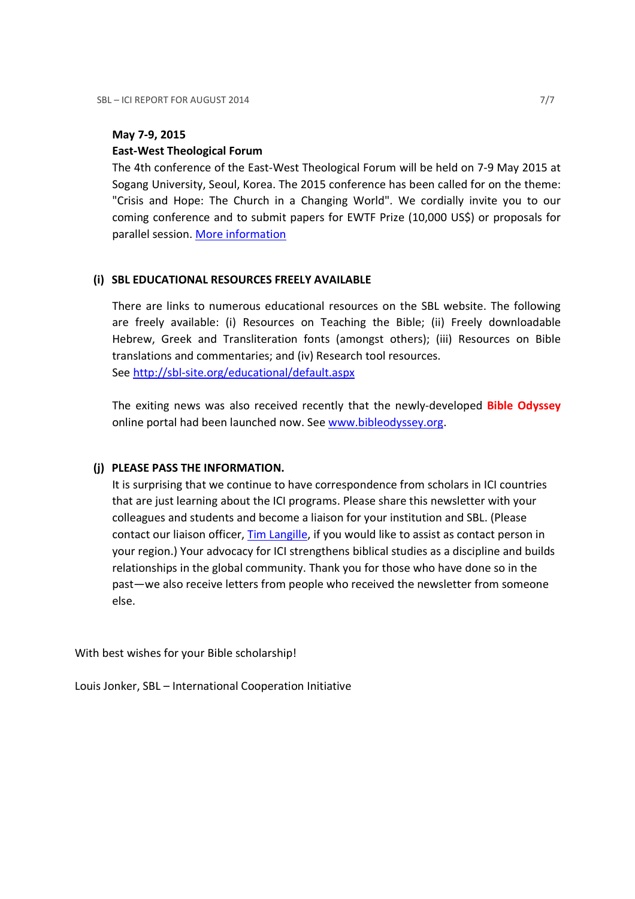**May 7-9, 2015**

**East-West Theological Forum**

The 4th conference of the East-West Theological Forum will be held on 7-9 May 2015 at Sogang University, Seoul, Korea. The 2015 conference has been called for on the theme: "Crisis and Hope: The Church in a Changing World". We cordially invite you to our coming conference and to submit papers for EWTF Prize (10,000 US$) or proposals for parallel session. More information

### (i) SBL EDUCATIONAL RESOURCES FREELY AVAILABLE

There are links to numerous educational resources on the SBL website. The following are freely available: (i) Resources on Teaching the Bible; (ii) Freely downloadable Hebrew, Greek and Transliteration fonts (amongst others); (iii) Resources on Bible translations and commentaries; and (iv) Research tool resources.
See http://sbl-site.org/educational/default.aspx

The exiting news was also received recently that the newly-developed **Bible Odyssey** online portal had been launched now. See www.bibleodyssey.org.

### (j) PLEASE PASS THE INFORMATION.

It is surprising that we continue to have correspondence from scholars in ICI countries that are just learning about the ICI programs. Please share this newsletter with your colleagues and students and become a liaison for your institution and SBL. (Please contact our liaison officer, Tim Langille, if you would like to assist as contact person in your region.) Your advocacy for ICI strengthens biblical studies as a discipline and builds relationships in the global community. Thank you for those who have done so in the past—we also receive letters from people who received the newsletter from someone else.

With best wishes for your Bible scholarship!

Louis Jonker, SBL – International Cooperation Initiative